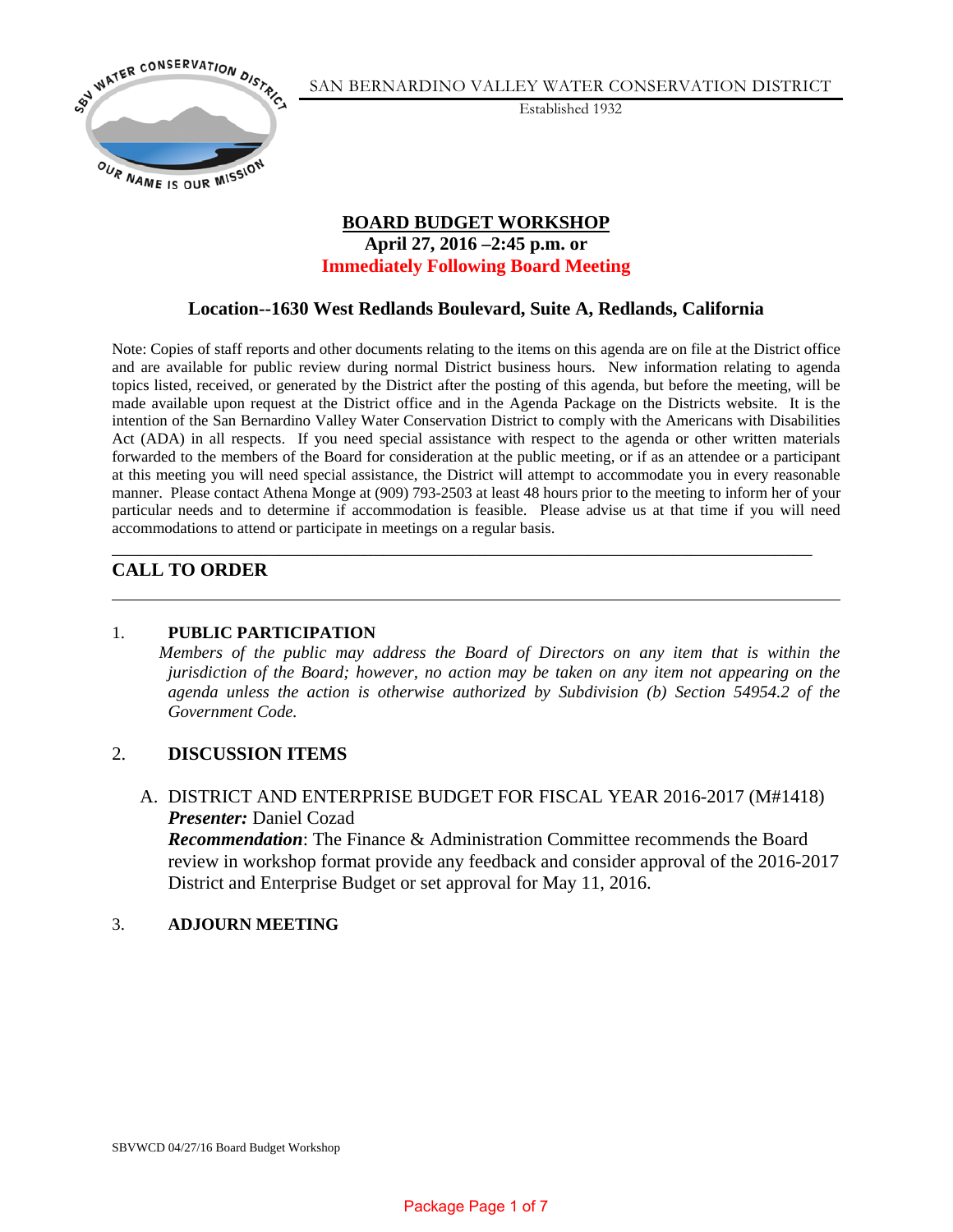SAN BERNARDINO VALLEY WATER CONSERVATION DISTRICT

Established 1932

# BOARD BUDGET WORKSHOP

**April 27, 2016 –2:45 p.m. or**

**Immediately Following Board Meeting**

**Location--1630 West Redlands Boulevard, Suite A, Redlands, California**

Note: Copies of staff reports and other documents relating to the items on this agenda are on file at the District office and are available for public review during normal District business hours. New information relating to agenda topics listed, received, or generated by the District after the posting of this agenda, but before the meeting, will be made available upon request at the District office and in the Agenda Package on the Districts website. It is the intention of the San Bernardino Valley Water Conservation District to comply with the Americans with Disabilities Act (ADA) in all respects. If you need special assistance with respect to the agenda or other written materials forwarded to the members of the Board for consideration at the public meeting, or if as an attendee or a participant at this meeting you will need special assistance, the District will attempt to accommodate you in every reasonable manner. Please contact Athena Monge at (909) 793-2503 at least 48 hours prior to the meeting to inform her of your particular needs and to determine if accommodation is feasible. Please advise us at that time if you will need accommodations to attend or participate in meetings on a regular basis.

## CALL TO ORDER

1. **PUBLIC PARTICIPATION**

   *Members of the public may address the Board of Directors on any item that is within the jurisdiction of the Board; however, no action may be taken on any item not appearing on the agenda unless the action is otherwise authorized by Subdivision (b) Section 54954.2 of the Government Code.*

2. **DISCUSSION ITEMS**

   A. DISTRICT AND ENTERPRISE BUDGET FOR FISCAL YEAR 2016-2017 (M#1418)
   ***Presenter:*** Daniel Cozad
   ***Recommendation***: The Finance & Administration Committee recommends the Board review in workshop format provide any feedback and consider approval of the 2016-2017 District and Enterprise Budget or set approval for May 11, 2016.

3. **ADJOURN MEETING**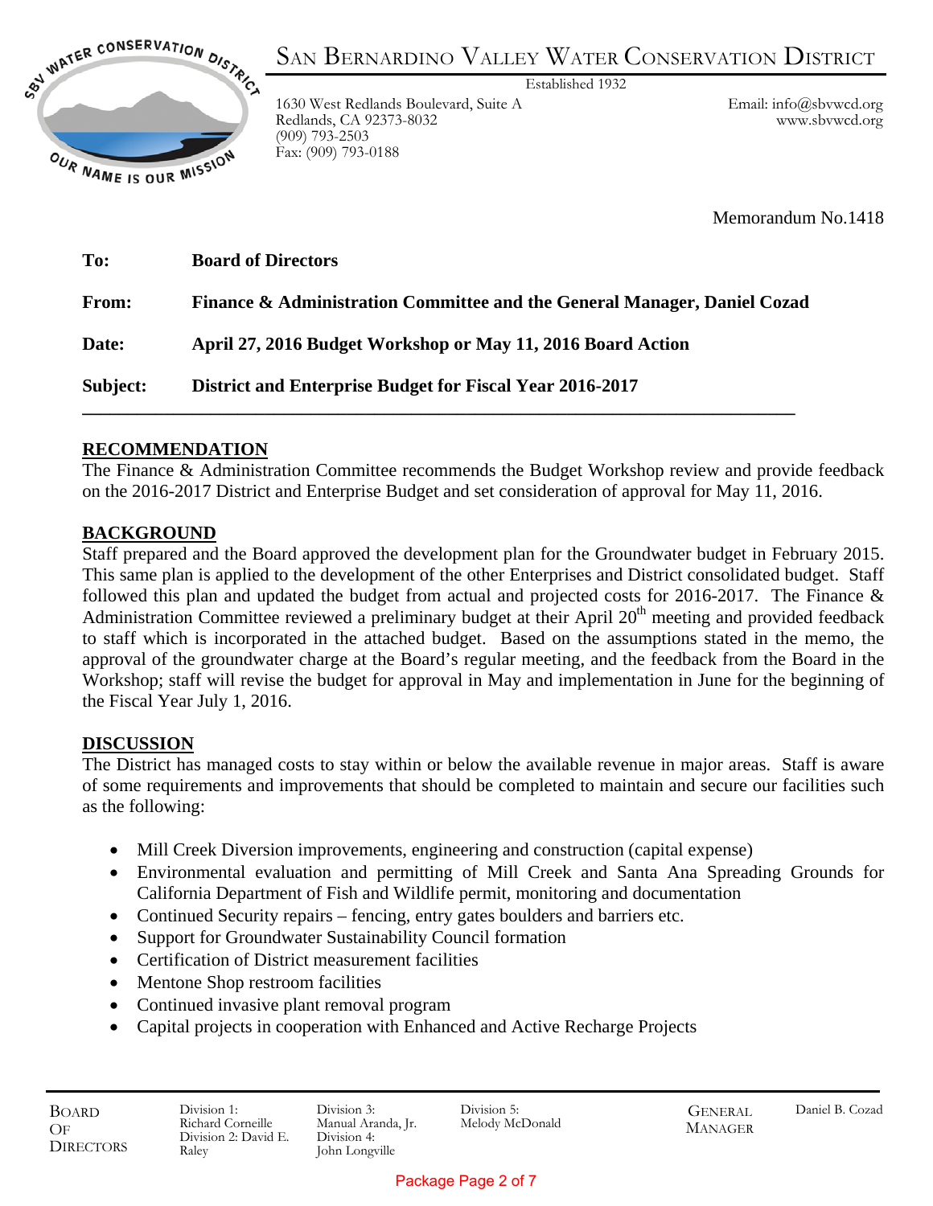# San Bernardino Valley Water Conservation District

Established 1932

1630 West Redlands Boulevard, Suite A
Redlands, CA 92373-8032
(909) 793-2503
Fax: (909) 793-0188

Email: info@sbvwcd.org
www.sbvwcd.org

Memorandum No.1418

**To:** **Board of Directors**

**From:** **Finance & Administration Committee and the General Manager, Daniel Cozad**

**Date:** **April 27, 2016 Budget Workshop or May 11, 2016 Board Action**

**Subject:** **District and Enterprise Budget for Fiscal Year 2016-2017**

---

## RECOMMENDATION

The Finance & Administration Committee recommends the Budget Workshop review and provide feedback on the 2016-2017 District and Enterprise Budget and set consideration of approval for May 11, 2016.

## BACKGROUND

Staff prepared and the Board approved the development plan for the Groundwater budget in February 2015. This same plan is applied to the development of the other Enterprises and District consolidated budget. Staff followed this plan and updated the budget from actual and projected costs for 2016-2017. The Finance & Administration Committee reviewed a preliminary budget at their April 20th meeting and provided feedback to staff which is incorporated in the attached budget. Based on the assumptions stated in the memo, the approval of the groundwater charge at the Board's regular meeting, and the feedback from the Board in the Workshop; staff will revise the budget for approval in May and implementation in June for the beginning of the Fiscal Year July 1, 2016.

## DISCUSSION

The District has managed costs to stay within or below the available revenue in major areas. Staff is aware of some requirements and improvements that should be completed to maintain and secure our facilities such as the following:

- Mill Creek Diversion improvements, engineering and construction (capital expense)
- Environmental evaluation and permitting of Mill Creek and Santa Ana Spreading Grounds for California Department of Fish and Wildlife permit, monitoring and documentation
- Continued Security repairs – fencing, entry gates boulders and barriers etc.
- Support for Groundwater Sustainability Council formation
- Certification of District measurement facilities
- Mentone Shop restroom facilities
- Continued invasive plant removal program
- Capital projects in cooperation with Enhanced and Active Recharge Projects

Board of Directors: Division 1: Richard Corneille; Division 2: David E. Raley; Division 3: Manual Aranda, Jr.; Division 4: John Longville; Division 5: Melody McDonald

General Manager: Daniel B. Cozad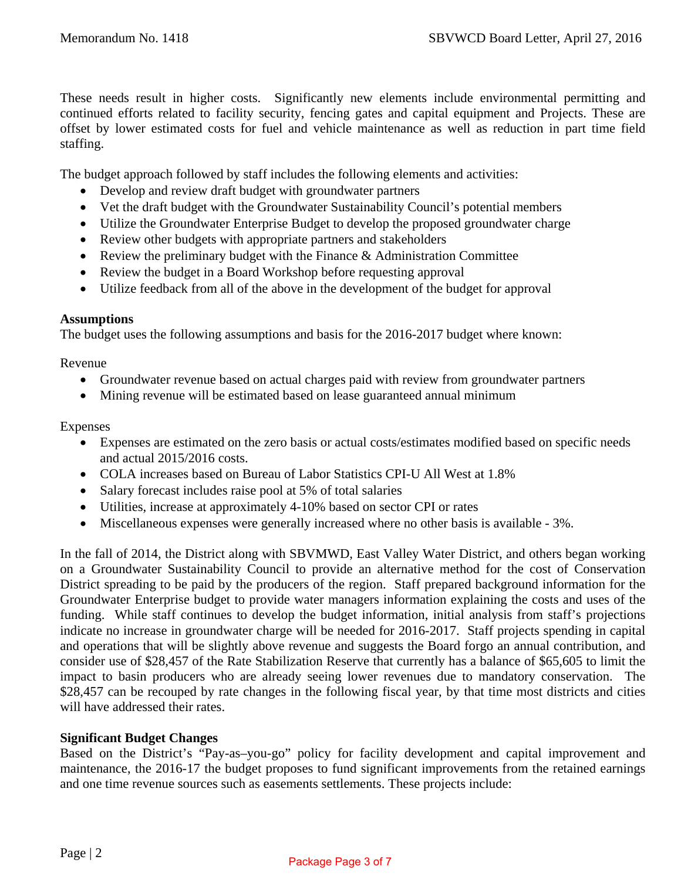These needs result in higher costs. Significantly new elements include environmental permitting and continued efforts related to facility security, fencing gates and capital equipment and Projects. These are offset by lower estimated costs for fuel and vehicle maintenance as well as reduction in part time field staffing.

The budget approach followed by staff includes the following elements and activities:

- Develop and review draft budget with groundwater partners
- Vet the draft budget with the Groundwater Sustainability Council's potential members
- Utilize the Groundwater Enterprise Budget to develop the proposed groundwater charge
- Review other budgets with appropriate partners and stakeholders
- Review the preliminary budget with the Finance & Administration Committee
- Review the budget in a Board Workshop before requesting approval
- Utilize feedback from all of the above in the development of the budget for approval

**Assumptions**

The budget uses the following assumptions and basis for the 2016-2017 budget where known:

Revenue

- Groundwater revenue based on actual charges paid with review from groundwater partners
- Mining revenue will be estimated based on lease guaranteed annual minimum

Expenses

- Expenses are estimated on the zero basis or actual costs/estimates modified based on specific needs and actual 2015/2016 costs.
- COLA increases based on Bureau of Labor Statistics CPI-U All West at 1.8%
- Salary forecast includes raise pool at 5% of total salaries
- Utilities, increase at approximately 4-10% based on sector CPI or rates
- Miscellaneous expenses were generally increased where no other basis is available - 3%.

In the fall of 2014, the District along with SBVMWD, East Valley Water District, and others began working on a Groundwater Sustainability Council to provide an alternative method for the cost of Conservation District spreading to be paid by the producers of the region. Staff prepared background information for the Groundwater Enterprise budget to provide water managers information explaining the costs and uses of the funding. While staff continues to develop the budget information, initial analysis from staff's projections indicate no increase in groundwater charge will be needed for 2016-2017. Staff projects spending in capital and operations that will be slightly above revenue and suggests the Board forgo an annual contribution, and consider use of $28,457 of the Rate Stabilization Reserve that currently has a balance of $65,605 to limit the impact to basin producers who are already seeing lower revenues due to mandatory conservation. The $28,457 can be recouped by rate changes in the following fiscal year, by that time most districts and cities will have addressed their rates.

**Significant Budget Changes**

Based on the District's "Pay-as–you-go" policy for facility development and capital improvement and maintenance, the 2016-17 the budget proposes to fund significant improvements from the retained earnings and one time revenue sources such as easements settlements. These projects include: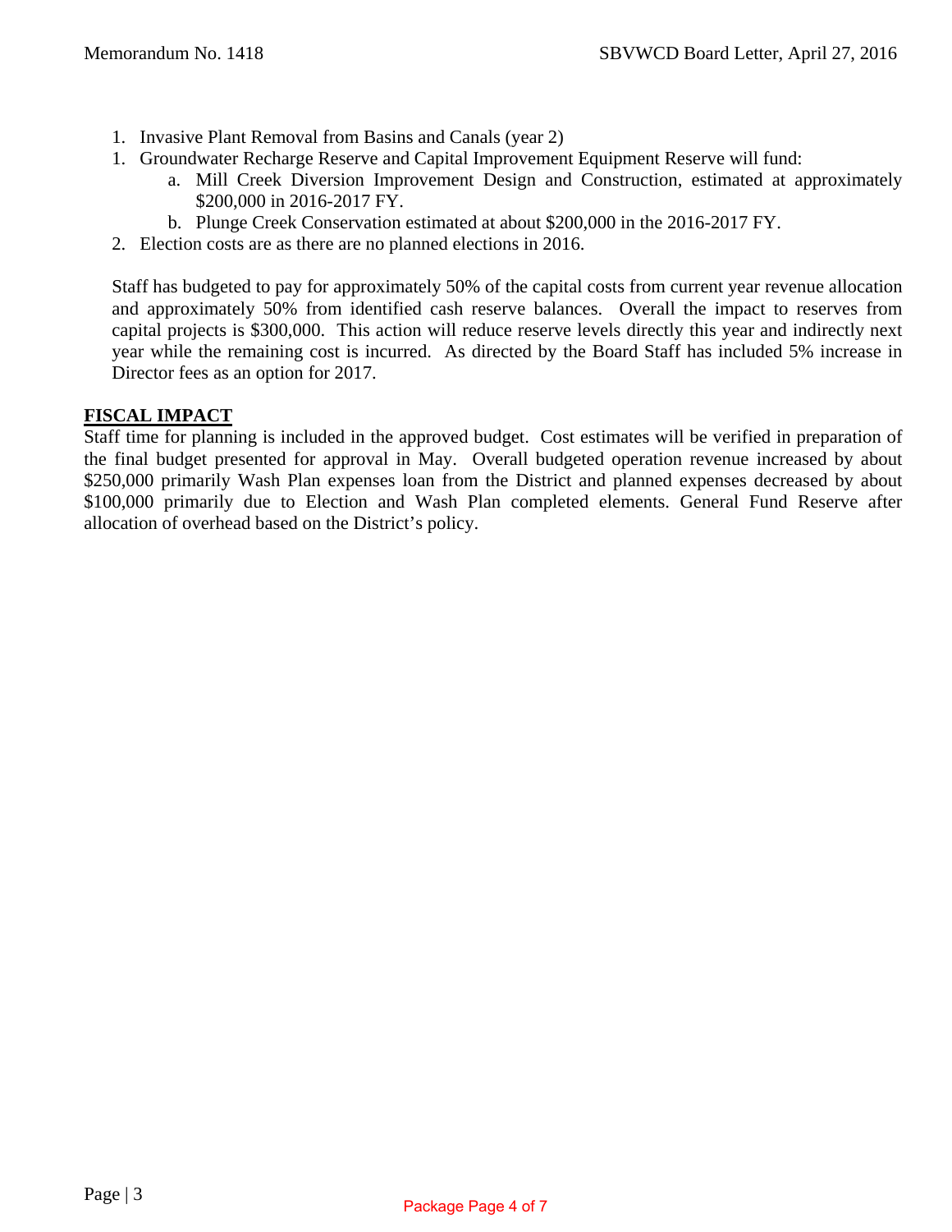1. Invasive Plant Removal from Basins and Canals (year 2)
1. Groundwater Recharge Reserve and Capital Improvement Equipment Reserve will fund:
   a. Mill Creek Diversion Improvement Design and Construction, estimated at approximately $200,000 in 2016-2017 FY.
   b. Plunge Creek Conservation estimated at about $200,000 in the 2016-2017 FY.
2. Election costs are as there are no planned elections in 2016.

Staff has budgeted to pay for approximately 50% of the capital costs from current year revenue allocation and approximately 50% from identified cash reserve balances. Overall the impact to reserves from capital projects is $300,000. This action will reduce reserve levels directly this year and indirectly next year while the remaining cost is incurred. As directed by the Board Staff has included 5% increase in Director fees as an option for 2017.

## FISCAL IMPACT

Staff time for planning is included in the approved budget. Cost estimates will be verified in preparation of the final budget presented for approval in May. Overall budgeted operation revenue increased by about $250,000 primarily Wash Plan expenses loan from the District and planned expenses decreased by about $100,000 primarily due to Election and Wash Plan completed elements. General Fund Reserve after allocation of overhead based on the District's policy.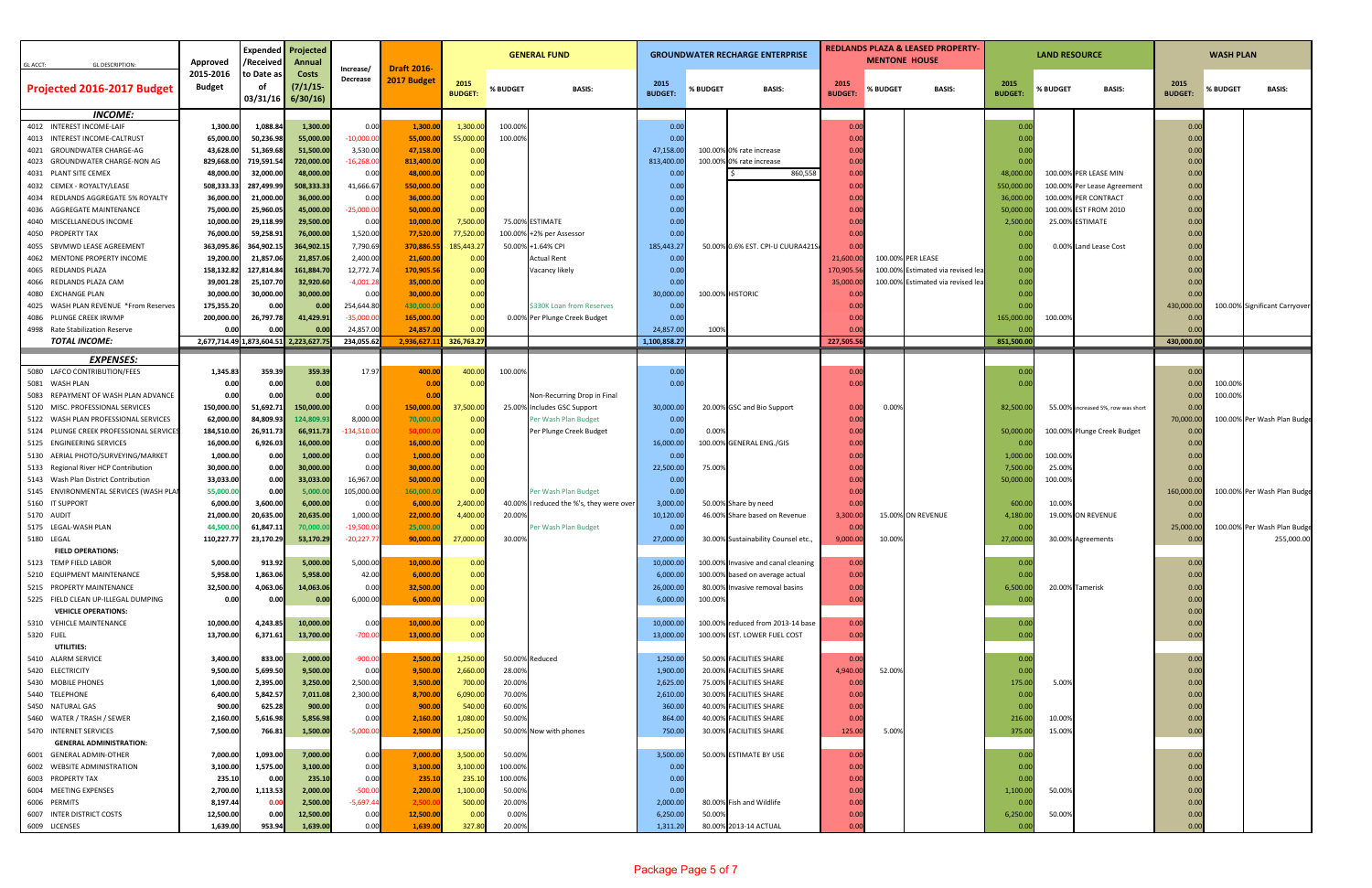| GL ACCT: | GL DESCRIPTION: | Approved 2015-2016 Budget | Expended /Received to Date as of 03/31/16 | Projected Annual Costs (7/1/15-6/30/16) | Increase/ Decrease | Draft 2016-2017 Budget | GENERAL FUND | | | GROUNDWATER RECHARGE ENTERPRISE | | | REDLANDS PLAZA & LEASED PROPERTY-MENTONE HOUSE | | | LAND RESOURCE | | | WASH PLAN | | |
|---|---|---|---|---|---|---|---|---|---|---|---|---|---|---|---|---|---|---|---|---|---|
| **Projected 2016-2017 Budget** | | | | | | | 2015 BUDGET: | % BUDGET | BASIS: | 2015 BUDGET: | % BUDGET | BASIS: | 2015 BUDGET: | % BUDGET | BASIS: | 2015 BUDGET: | % BUDGET | BASIS: | 2015 BUDGET: | % BUDGET | BASIS: |
| | ***INCOME:*** | | | | | | | | | | | | | | | | | | | | |
| 4012 | INTEREST INCOME-LAIF | 1,300.00 | 1,088.84 | 1,300.00 | 0.00 | 1,300.00 | 1,300.00 | 100.00% | | 0.00 | | | 0.00 | | | 0.00 | | | 0.00 | | |
| 4013 | INTEREST INCOME-CALTRUST | 65,000.00 | 50,236.98 | 55,000.00 | -10,000.00 | 55,000.00 | 55,000.00 | 100.00% | | 0.00 | | | 0.00 | | | 0.00 | | | 0.00 | | |
| 4021 | GROUNDWATER CHARGE-AG | 43,628.00 | 51,369.68 | 51,500.00 | 3,530.00 | 47,158.00 | 0.00 | | | 47,158.00 | 100.00% | 0% rate increase | 0.00 | | | 0.00 | | | 0.00 | | |
| 4023 | GROUNDWATER CHARGE-NON AG | 829,668.00 | 719,591.54 | 720,000.00 | -16,268.00 | 813,400.00 | 0.00 | | | 813,400.00 | 100.00% | 0% rate increase | 0.00 | | | 0.00 | | | 0.00 | | |
| 4031 | PLANT SITE CEMEX | 48,000.00 | 32,000.00 | 48,000.00 | 0.00 | 48,000.00 | 0.00 | | | 0.00 | | $ 860,558 | 0.00 | | | 48,000.00 | 100.00% | PER LEASE MIN | 0.00 | | |
| 4032 | CEMEX - ROYALTY/LEASE | 508,333.33 | 287,499.99 | 508,333.33 | 41,666.67 | 550,000.00 | 0.00 | | | 0.00 | | | 0.00 | | | 550,000.00 | 100.00% | Per Lease Agreement | 0.00 | | |
| 4034 | REDLANDS AGGREGATE 5% ROYALTY | 36,000.00 | 21,000.00 | 36,000.00 | 0.00 | 36,000.00 | 0.00 | | | 0.00 | | | 0.00 | | | 36,000.00 | 100.00% | PER CONTRACT | 0.00 | | |
| 4036 | AGGREGATE MAINTENANCE | 75,000.00 | 25,960.05 | 45,000.00 | -25,000.00 | 50,000.00 | 0.00 | | | 0.00 | | | 0.00 | | | 50,000.00 | 100.00% | EST FROM 2010 | 0.00 | | |
| 4040 | MISCELLANEOUS INCOME | 10,000.00 | 29,118.99 | 29,500.00 | 0.00 | 10,000.00 | 7,500.00 | 75.00% | ESTIMATE | 0.00 | | | 0.00 | | | 2,500.00 | 25.00% | ESTIMATE | 0.00 | | |
| 4050 | PROPERTY TAX | 76,000.00 | 59,258.91 | 76,000.00 | 1,520.00 | 77,520.00 | 77,520.00 | 100.00% | +2% per Assessor | 0.00 | | | 0.00 | | | 0.00 | | | 0.00 | | |
| 4055 | SBVMWD LEASE AGREEMENT | 363,095.86 | 364,902.15 | 364,902.15 | 7,790.69 | 370,886.55 | 185,443.27 | 50.00% | +1.64% CPI | 185,443.27 | 50.00% | 0.6% EST. CPI-U CUURA421SA | 0.00 | | | 0.00 | 0.00% | Land Lease Cost | 0.00 | | |
| 4062 | MENTONE PROPERTY INCOME | 19,200.00 | 21,857.06 | 21,857.06 | 2,400.00 | 21,600.00 | 0.00 | | Actual Rent | 0.00 | | | 21,600.00 | 100.00% | PER LEASE | 0.00 | | | 0.00 | | |
| 4065 | REDLANDS PLAZA | 158,132.82 | 127,814.84 | 161,884.70 | 12,772.74 | 170,905.56 | 0.00 | | Vacancy likely | 0.00 | | | 170,905.56 | 100.00% | Estimated via revised lea | 0.00 | | | 0.00 | | |
| 4066 | REDLANDS PLAZA CAM | 39,001.28 | 25,107.70 | 32,920.60 | -4,001.28 | 35,000.00 | 0.00 | | | 0.00 | | | 35,000.00 | 100.00% | Estimated via revised lea | 0.00 | | | 0.00 | | |
| 4080 | EXCHANGE PLAN | 30,000.00 | 30,000.00 | 30,000.00 | 0.00 | 30,000.00 | 0.00 | | | 30,000.00 | 100.00% | HISTORIC | 0.00 | | | 0.00 | | | 0.00 | | |
| 4025 | WASH PLAN REVENUE *From Reserves | 175,355.20 | 0.00 | 0.00 | 254,644.80 | 430,000.00 | 0.00 | | $330K Loan from Reserves | 0.00 | | | 0.00 | | | 0.00 | | | 430,000.00 | 100.00% | Significant Carryover |
| 4086 | PLUNGE CREEK IRWMP | 200,000.00 | 26,797.78 | 41,429.91 | -35,000.00 | 165,000.00 | 0.00 | 0.00% | Per Plunge Creek Budget | 0.00 | | | 0.00 | | | 165,000.00 | 100.00% | | 0.00 | | |
| 4998 | Rate Stabilization Reserve | 0.00 | 0.00 | 0.00 | 24,857.00 | 24,857.00 | 0.00 | | | 24,857.00 | 100% | | 0.00 | | | 0.00 | | | 0.00 | | |
| | ***TOTAL INCOME:*** | 2,677,714.49 | 1,873,604.51 | 2,223,627.75 | 234,055.62 | 2,936,627.11 | 326,763.27 | | | 1,100,858.27 | | | 227,505.56 | | | 851,500.00 | | | 430,000.00 | | |
| | ***EXPENSES:*** | | | | | | | | | | | | | | | | | | | | |
| 5080 | LAFCO CONTRIBUTION/FEES | 1,345.83 | 359.39 | 359.39 | 17.97 | 400.00 | 400.00 | 100.00% | | 0.00 | | | 0.00 | | | 0.00 | | | 0.00 | | |
| 5081 | WASH PLAN | 0.00 | 0.00 | 0.00 | | 0.00 | 0.00 | | | 0.00 | | | 0.00 | | | 0.00 | | | 0.00 | 100.00% | |
| 5083 | REPAYMENT OF WASH PLAN ADVANCE | 0.00 | 0.00 | 0.00 | | 0.00 | | | Non-Recurring Drop in Final | | | | | | | | | | 0.00 | 100.00% | |
| 5120 | MISC. PROFESSIONAL SERVICES | 150,000.00 | 51,692.71 | 150,000.00 | 0.00 | 150,000.00 | 37,500.00 | 25.00% | Includes GSC Support | 30,000.00 | 20.00% | GSC and Bio Support | 0.00 | 0.00% | | 82,500.00 | 55.00% | Increased 5%, row was short | 0.00 | | |
| 5122 | WASH PLAN PROFESSIONAL SERVICES | 62,000.00 | 84,809.93 | 124,809.93 | 8,000.00 | 70,000.00 | 0.00 | | Per Wash Plan Budget | 0.00 | | | 0.00 | | | 0.00 | | | 70,000.00 | 100.00% | Per Wash Plan Budget |
| 5124 | PLUNGE CREEK PROFESSIONAL SERVICES | 184,510.00 | 26,911.73 | 66,911.73 | -134,510.00 | 50,000.00 | 0.00 | | Per Plunge Creek Budget | 0.00 | 0.00% | | 0.00 | | | 50,000.00 | 100.00% | Plunge Creek Budget | 0.00 | | |
| 5125 | ENGINEERING SERVICES | 16,000.00 | 6,926.03 | 16,000.00 | 0.00 | 16,000.00 | 0.00 | | | 16,000.00 | 100.00% | GENERAL ENG./GIS | 0.00 | | | 0.00 | | | 0.00 | | |
| 5130 | AERIAL PHOTO/SURVEYING/MARKET | 1,000.00 | 0.00 | 1,000.00 | 0.00 | 1,000.00 | 0.00 | | | 0.00 | | | 0.00 | | | 1,000.00 | 100.00% | | 0.00 | | |
| 5133 | Regional River HCP Contribution | 30,000.00 | 0.00 | 30,000.00 | 0.00 | 30,000.00 | 0.00 | | | 22,500.00 | 75.00% | | 0.00 | | | 7,500.00 | 25.00% | | 0.00 | | |
| 5143 | Wash Plan District Contribution | 33,033.00 | 0.00 | 33,033.00 | 16,967.00 | 50,000.00 | 0.00 | | | 0.00 | | | 0.00 | | | 50,000.00 | 100.00% | | 0.00 | | |
| 5145 | ENVIRONMENTAL SERVICES (WASH PLAN | 55,000.00 | 0.00 | 5,000.00 | 105,000.00 | 160,000.00 | 0.00 | | Per Wash Plan Budget | 0.00 | | | 0.00 | | | 0.00 | | | 160,000.00 | 100.00% | Per Wash Plan Budget |
| 5160 | IT SUPPORT | 6,000.00 | 3,600.00 | 6,000.00 | 0.00 | 6,000.00 | 2,400.00 | 40.00% | I reduced the %'s, they were over | 3,000.00 | 50.00% | Share by need | 0.00 | | | 600.00 | 10.00% | | 0.00 | | |
| 5170 | AUDIT | 21,000.00 | 20,635.00 | 20,635.00 | 1,000.00 | 22,000.00 | 4,400.00 | 20.00% | | 10,120.00 | 46.00% | Share based on Revenue | 3,300.00 | 15.00% | ON REVENUE | 4,180.00 | 19.00% | ON REVENUE | 0.00 | | |
| 5175 | LEGAL-WASH PLAN | 44,500.00 | 61,847.11 | 70,000.00 | -19,500.00 | 25,000.00 | 0.00 | | Per Wash Plan Budget | 0.00 | | | 0.00 | | | 0.00 | | | 25,000.00 | 100.00% | Per Wash Plan Budget |
| 5180 | LEGAL | 110,227.77 | 23,170.29 | 53,170.29 | -20,227.77 | 90,000.00 | 27,000.00 | 30.00% | | 27,000.00 | 30.00% | Sustainability Counsel etc., | 9,000.00 | 10.00% | | 27,000.00 | 30.00% | Agreements | 0.00 | | 255,000.00 |
| | **FIELD OPERATIONS:** | | | | | | | | | | | | | | | | | | | | |
| 5123 | TEMP FIELD LABOR | 5,000.00 | 913.92 | 5,000.00 | 5,000.00 | 10,000.00 | 0.00 | | | 10,000.00 | 100.00% | Invasive and canal cleaning | 0.00 | | | 0.00 | | | 0.00 | | |
| 5210 | EQUIPMENT MAINTENANCE | 5,958.00 | 1,863.06 | 5,958.00 | 42.00 | 6,000.00 | 0.00 | | | 6,000.00 | 100.00% | based on average actual | 0.00 | | | 0.00 | | | 0.00 | | |
| 5215 | PROPERTY MAINTENANCE | 32,500.00 | 4,063.06 | 14,063.06 | 0.00 | 32,500.00 | 0.00 | | | 26,000.00 | 80.00% | Invasive removal basins | 0.00 | | | 6,500.00 | 20.00% | Tamerisk | 0.00 | | |
| 5225 | FIELD CLEAN UP-ILLEGAL DUMPING | 0.00 | 0.00 | 0.00 | 6,000.00 | 6,000.00 | 0.00 | | | 6,000.00 | 100.00% | | 0.00 | | | 0.00 | | | 0.00 | | |
| | **VEHICLE OPERATIONS:** | | | | | | | | | | | | | | | | | | 0.00 | | |
| 5310 | VEHICLE MAINTENANCE | 10,000.00 | 4,243.85 | 10,000.00 | 0.00 | 10,000.00 | 0.00 | | | 10,000.00 | 100.00% | reduced from 2013-14 base | 0.00 | | | 0.00 | | | 0.00 | | |
| 5320 | FUEL | 13,700.00 | 6,371.61 | 13,700.00 | -700.00 | 13,000.00 | 0.00 | | | 13,000.00 | 100.00% | EST. LOWER FUEL COST | 0.00 | | | 0.00 | | | 0.00 | | |
| | **UTILITIES:** | | | | | | | | | | | | | | | | | | | | |
| 5410 | ALARM SERVICE | 3,400.00 | 833.00 | 2,000.00 | -900.00 | 2,500.00 | 1,250.00 | 50.00% | Reduced | 1,250.00 | 50.00% | FACILITIES SHARE | 0.00 | | | 0.00 | | | 0.00 | | |
| 5420 | ELECTRICITY | 9,500.00 | 5,699.50 | 9,500.00 | 0.00 | 9,500.00 | 2,660.00 | 28.00% | | 1,900.00 | 20.00% | FACILITIES SHARE | 4,940.00 | 52.00% | | 0.00 | | | 0.00 | | |
| 5430 | MOBILE PHONES | 1,000.00 | 2,395.00 | 3,250.00 | 2,500.00 | 3,500.00 | 700.00 | 20.00% | | 2,625.00 | 75.00% | FACILITIES SHARE | 0.00 | | | 175.00 | 5.00% | | 0.00 | | |
| 5440 | TELEPHONE | 6,400.00 | 5,842.57 | 7,011.08 | 2,300.00 | 8,700.00 | 6,090.00 | 70.00% | | 2,610.00 | 30.00% | FACILITIES SHARE | 0.00 | | | 0.00 | | | 0.00 | | |
| 5450 | NATURAL GAS | 900.00 | 625.28 | 900.00 | 0.00 | 900.00 | 540.00 | 60.00% | | 360.00 | 40.00% | FACILITIES SHARE | 0.00 | | | 0.00 | | | 0.00 | | |
| 5460 | WATER / TRASH / SEWER | 2,160.00 | 5,616.98 | 5,856.98 | 0.00 | 2,160.00 | 1,080.00 | 50.00% | | 864.00 | 40.00% | FACILITIES SHARE | 0.00 | | | 216.00 | 10.00% | | 0.00 | | |
| 5470 | INTERNET SERVICES | 7,500.00 | 766.81 | 1,500.00 | -5,000.00 | 2,500.00 | 1,250.00 | 50.00% | Now with phones | 750.00 | 30.00% | FACILITIES SHARE | 125.00 | 5.00% | | 375.00 | 15.00% | | 0.00 | | |
| | **GENERAL ADMINISTRATION:** | | | | | | | | | | | | | | | | | | | | |
| 6001 | GENERAL ADMIN-OTHER | 7,000.00 | 1,093.00 | 7,000.00 | 0.00 | 7,000.00 | 3,500.00 | 50.00% | | 3,500.00 | 50.00% | ESTIMATE BY USE | 0.00 | | | 0.00 | | | 0.00 | | |
| 6002 | WEBSITE ADMINISTRATION | 3,100.00 | 1,575.00 | 3,100.00 | 0.00 | 3,100.00 | 3,100.00 | 100.00% | | 0.00 | | | 0.00 | | | 0.00 | | | 0.00 | | |
| 6003 | PROPERTY TAX | 235.10 | 0.00 | 235.10 | 0.00 | 235.10 | 235.10 | 100.00% | | 0.00 | | | 0.00 | | | 0.00 | | | 0.00 | | |
| 6004 | MEETING EXPENSES | 2,700.00 | 1,113.53 | 2,000.00 | -500.00 | 2,200.00 | 1,100.00 | 50.00% | | 0.00 | | | 0.00 | | | 1,100.00 | 50.00% | | 0.00 | | |
| 6006 | PERMITS | 8,197.44 | 0.00 | 2,500.00 | -5,697.44 | 2,500.00 | 500.00 | 20.00% | | 2,000.00 | 80.00% | Fish and Wildlife | 0.00 | | | 0.00 | | | 0.00 | | |
| 6007 | INTER DISTRICT COSTS | 12,500.00 | 0.00 | 12,500.00 | 0.00 | 12,500.00 | 0.00 | 0.00% | | 6,250.00 | 50.00% | | 0.00 | | | 6,250.00 | 50.00% | | 0.00 | | |
| 6009 | LICENSES | 1,639.00 | 953.94 | 1,639.00 | 0.00 | 1,639.00 | 327.80 | 20.00% | | 1,311.20 | 80.00% | 2013-14 ACTUAL | 0.00 | | | 0.00 | | | 0.00 | | |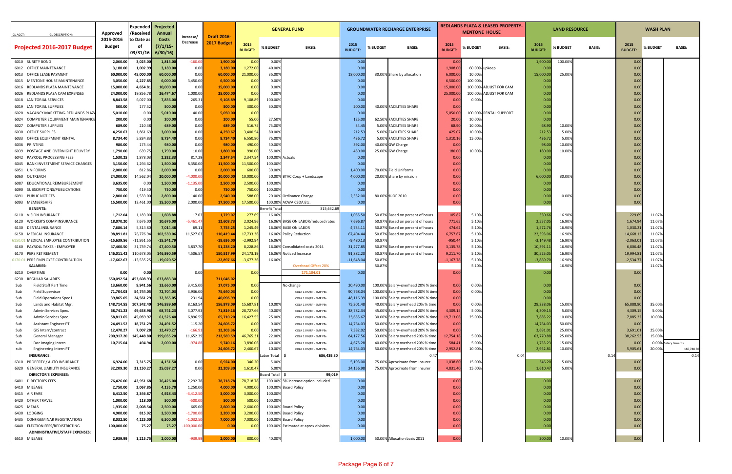| GL ACCT: | GL DESCRIPTION: | Approved 2015-2016 Budget | Expended /Received to Date as of 03/31/16 | Projected Annual Costs (7/1/15-6/30/16) | Increase/ Decrease | Draft 2016-2017 Budget | GENERAL FUND | | | GROUNDWATER RECHARGE ENTERPRISE | | | REDLANDS PLAZA & LEASED PROPERTY-MENTONE HOUSE | | | LAND RESOURCE | | | WASH PLAN | | |
|---|---|---|---|---|---|---|---|---|---|---|---|---|---|---|---|---|---|---|---|---|---|
| **Projected 2016-2017 Budget** | | | | | | | 2015 BUDGET: | % BUDGET | BASIS: | 2015 BUDGET: | % BUDGET | BASIS: | 2015 BUDGET: | % BUDGET | BASIS: | 2015 BUDGET: | % BUDGET | BASIS: | 2015 BUDGET: | % BUDGET | BASIS: |
| 6010 | SURETY BOND | 2,060.00 | 3,025.00 | 1,815.00 | -160.00 | 1,900.00 | 0.00 | 0.00% | | 0.00 | | | 0.00 | | | 1,900.00 | 100.00% | | 0.00 | | |
| 6012 | OFFICE MAINTENANCE | 3,180.00 | 1,002.99 | 3,180.00 | 0.00 | 3,180.00 | 1,272.00 | 40.00% | | 0.00 | | | 1,908.00 | 60.00% | upkeep | 0.00 | | | 0.00 | | |
| 6013 | OFFICE LEASE PAYMENT | 60,000.00 | 45,000.00 | 60,000.00 | 0.00 | 60,000.00 | 21,000.00 | 35.00% | | 18,000.00 | 30.00% | Share by allocation | 6,000.00 | 10.00% | | 15,000.00 | 25.00% | | 0.00 | | |
| 6015 | MENTONE HOUSE MAINTENANCE | 3,050.00 | 4,227.85 | 6,000.00 | 3,450.00 | 6,500.00 | 0.00 | 0.00% | | 0.00 | | | 6,500.00 | 100.00% | | 0.00 | | | 0.00 | | |
| 6016 | REDLANDS PLAZA MAINTENANCE | 15,000.00 | 4,654.81 | 10,000.00 | 0.00 | 15,000.00 | 0.00 | 0.00% | | 0.00 | | | 15,000.00 | 100.00% | ADJUST FOR CAM | 0.00 | | | 0.00 | | |
| 6026 | REDLANDS PLAZA CAM EXPENSES | 24,000.00 | 19,856.78 | 26,474.67 | 1,000.00 | 25,000.00 | 0.00 | 0.00% | | 0.00 | | | 25,000.00 | 100.00% | ADJUST FOR CAM | 0.00 | | | 0.00 | | |
| 6018 | JANITORIAL SERVICES | 8,843.58 | 6,027.00 | 7,836.00 | 265.31 | 9,108.89 | 9,108.89 | 100.00% | | 0.00 | | | 0.00 | 0.00% | | 0.00 | | | 0.00 | | |
| 6019 | JANITORIAL SUPPLIES | 500.00 | 177.52 | 500.00 | 0.00 | 500.00 | 300.00 | 60.00% | | 200.00 | 40.00% | FACILITIES SHARE | 0.00 | | | 0.00 | | | 0.00 | | |
| 6020 | VACANCY MARKETING-REDLANDS PLAZA | 5,010.00 | 0.00 | 5,010.00 | 40.00 | 5,050.00 | 0.00 | | | 0.00 | | | 5,050.00 | 100.00% | RENTAL SUPPORT | 0.00 | | | 0.00 | | |
| 6024 | COMPUTER EQUIPMENT MAINTENANCE | 200.00 | 0.00 | 200.00 | 0.00 | 200.00 | 55.00 | 27.50% | | 125.00 | 62.50% | FACILITIES SHARE | 20.00 | 10.00% | | 0.00 | | | 0.00 | | |
| 6027 | COMPUTER SUPPLIES | 689.00 | 210.38 | 689.00 | 0.00 | 689.00 | 516.75 | 75.00% | | 34.45 | 5.00% | FACILITIES SHARE | 68.90 | 10.00% | | 68.90 | 10.00% | | 0.00 | | |
| 6030 | OFFICE SUPPLIES | 4,250.67 | 1,861.69 | 3,000.00 | 0.00 | 4,250.67 | 3,400.54 | 80.00% | | 212.53 | 5.00% | FACILITIES SHARE | 425.07 | 10.00% | | 212.53 | 5.00% | | 0.00 | | |
| 6033 | OFFICE EQUIPMENT RENTAL | 8,734.40 | 5,834.83 | 8,734.40 | 0.00 | 8,734.40 | 6,550.80 | 75.00% | | 436.72 | 5.00% | FACILITIES SHARE | 1,310.16 | 15.00% | | 436.72 | 5.00% | | 0.00 | | |
| 6036 | PRINTING | 980.00 | 175.44 | 980.00 | 0.00 | 980.00 | 490.00 | 50.00% | | 392.00 | 40.00% | GW Charge | 0.00 | | | 98.00 | 10.00% | | 0.00 | | |
| 6039 | POSTAGE AND OVERNIGHT DELIVERY | 1,790.00 | 639.75 | 1,790.00 | 10.00 | 1,800.00 | 990.00 | 55.00% | | 450.00 | 25.00% | GW Charge | 180.00 | 10.00% | | 180.00 | 10.00% | | 0.00 | | |
| 6042 | PAYROLL PROCESSING FEES | 1,530.25 | 1,878.03 | 2,322.33 | 817.29 | 2,347.54 | 2,347.54 | 100.00% | Actuals | 0.00 | | | 0.00 | | | 0.00 | | | 0.00 | | |
| 6045 | BANK INVESTMENT SERVICE CHARGES | 3,150.00 | 1,294.62 | 1,500.00 | 8,350.00 | 11,500.00 | 11,500.00 | 100.00% | | 0.00 | | | 0.00 | | | 0.00 | | | 0.00 | | |
| 6051 | UNIFORMS | 2,000.00 | 812.86 | 2,000.00 | 0.00 | 2,000.00 | 600.00 | 30.00% | | 1,400.00 | 70.00% | Field Uniforms | 0.00 | | | 0.00 | | | 0.00 | | |
| 6060 | OUTREACH | 24,000.00 | 14,562.04 | 20,000.00 | -4,000.00 | 20,000.00 | 10,000.00 | 50.00% | BTAC Coop + Landscape | 4,000.00 | 20.00% | share by mission | 0.00 | | | 6,000.00 | 30.00% | | 0.00 | | |
| 6087 | EDUCATIONAL REIMBURSEMENT | 3,635.00 | 0.00 | 1,500.00 | -1,135.00 | 2,500.00 | 2,500.00 | 100.00% | | 0.00 | | | 0.00 | | | 0.00 | | | 0.00 | | |
| 6090 | SUBSCRIPTIONS/PUBLICATIONS | 750.00 | 419.50 | 750.00 | 0.00 | 750.00 | 750.00 | 100.00% | | 0.00 | | | 0.00 | | | 0.00 | | | 0.00 | | |
| 6091 | PUBLIC NOTICES | 2,800.00 | 1,533.00 | 2,800.00 | 140.00 | 2,940.00 | 588.00 | 20.00% | Ordinance Change | 2,352.00 | 80.00% | % OF 2010 | 0.00 | | | 0.00 | 0.00% | | 0.00 | | |
| 6093 | MEMBERSHIPS | 15,500.00 | 13,461.00 | 15,500.00 | 2,000.00 | 17,500.00 | 17,500.00 | 100.00% | ACWA CSDA Etc. | 0.00 | | | 0.00 | | | 0.00 | | | 0.00 | | |
| | **BENEFITS:** | | | | | | | Benefit Total | 315,632.69 | | | | | | | | | | | | |
| 6110 | VISION INSURANCE | 1,712.04 | 1,183.00 | 1,608.88 | 17.03 | 1,729.07 | 277.69 | 16.06% | | 1,055.50 | 50.87% | Based on percent of hours | 105.82 | 5.10% | | 350.66 | 16.90% | | 229.69 | 11.07% | |
| 6120 | WORKER'S COMP INSURANCE | 18,070.20 | 7,676.00 | 10,676.00 | -5,461.47 | 12,608.73 | 2,024.96 | 16.06% | BASE ON LABOR/reduced rates | 7,696.87 | 50.87% | Based on percent of hours | 771.65 | 5.10% | | 2,557.05 | 16.90% | | 1,674.94 | 11.07% | |
| 6130 | DENTAL INSURANCE | 7,686.14 | 5,314.80 | 7,014.48 | 69.11 | 7,755.25 | 1,245.49 | 16.06% | BASE ON LABOR | 4,734.11 | 50.87% | Based on percent of hours | 474.62 | 5.10% | | 1,572.76 | 16.90% | | 1,030.21 | 11.07% | |
| 6150 | MEDICAL INSURANCE | 98,891.81 | 76,776.94 | 102,530.06 | 11,527.63 | 110,419.44 | 17,733.36 | 16.06% | Policy Reduction | 67,404.44 | 50.87% | Based on percent of hours | 6,757.67 | 5.10% | | 22,393.06 | 16.90% | | 14,668.12 | 11.07% | |
| 6150.01 | MEDICAL EMPLOYEE CONTRIBUTION | -15,639.56 | -11,951.55 | -15,541.79 | | -18,636.00 | -2,992.94 | 16.06% | | -9,480.13 | 50.87% | | -950.44 | 5.10% | | -3,149.48 | 16.90% | | -2,063.01 | 11.07% | |
| 6160 | PAYROLL TAXES - EMPLOYER | 47,400.50 | 31,759.74 | 47,400.50 | 3,837.70 | 51,238.20 | 8,228.86 | 16.06% | Consolidated costs 2014 | 31,277.85 | 50.87% | Based on percent of hours | 3,135.78 | 5.10% | | 10,391.11 | 16.90% | | 6,806.48 | 11.07% | |
| 6170 | PERS RETIREMENT | 146,011.42 | 110,678.05 | 146,990.59 | 4,506.57 | 150,517.99 | 24,173.19 | 16.06% | Noticed Increase | 91,882.20 | 50.87% | Based on percent of hours | 9,211.70 | 5.10% | | 30,525.05 | 16.90% | | 19,994.81 | 11.07% | |
| 6170.01 | PERS EMPLOYEE CONTRIBUTION | -17,662.67 | -13,535.25 | -19,020.52 | | -22,897.66 | -3,677.36 | 16.06% | | -11,648.04 | 50.87% | | -1,167.78 | 5.10% | | -3,869.70 | 16.90% | | -2,534.77 | 11.07% | |
| | **SALARIES:** | | | | | | | | Overhead Offset 20% | | 50.87% | | | 5.10% | | | 16.90% | | | 11.07% | |
| 6210 | OVERTIME | 0.00 | 0.00 | | 0.00 | | 0.00 | | 171,104.01 | 0.00 | | | 0.00 | | | 0.00 | | | 0.00 | | |
| 6230 | REGULAR SALARIES | 650,092.54 | 453,608.93 | 633,883.30 | | 711,046.02 | | | | | | | | | | | | | | | |
| Sub | Field Staff Part Time | 13,660.00 | 9,941.56 | 13,660.00 | 3,415.00 | 17,075.00 | 0.00 | | No change | 20,490.00 | 100.00% | Salary+overhead 20% % time | 0.00 | 0.00% | | 0.00 | | | 0.00 | | |
| Sub | Field Supervisor | 71,704.03 | 54,744.05 | 72,704.03 | 3,936.00 | 75,640.03 | 0.00 | | COLA 1.8%/RP - EMP PBs | 90,768.04 | 100.00% | Salary+overhead 20% % time | 0.00 | 0.00% | | 0.00 | | | 0.00 | | |
| Sub | Field Operations Spec I | 39,865.05 | 24,561.29 | 32,365.05 | 231.94 | 40,096.99 | 0.00 | | COLA 1.8%/RP - EMP PBs | 48,116.39 | 100.00% | Salary+overhead 20% % time | 0.00 | | | 0.00 | | | 0.00 | | |
| Sub | Lands and Habitat Mgr. | 148,714.55 | 107,342.40 | 146,889.60 | 8,163.54 | 156,878.09 | 15,687.81 | 10.00% | COLA 1.8%/RP - EMP PBs | 75,301.48 | 40.00% | Salary overhead 20% % time | 0.00 | 0.00% | | 28,238.06 | 15.00% | | 65,888.80 | 35.00% | |
| Sub | Admin Services Spec. | 68,741.23 | 49,658.96 | 68,741.23 | 3,077.93 | 71,819.16 | 28,727.66 | 40.00% | COLA 1.8%/RP - EMP PBs | 38,782.34 | 45.00% | Salary+overhead 20% % time | 4,309.15 | 5.00% | | 4,309.15 | 5.00% | | 4,309.15 | 5.00% | |
| Sub | Admin Services Spec. | 58,813.65 | 45,059.97 | 61,526.40 | 6,896.55 | 65,710.20 | 16,427.55 | 25.00% | COLA 1.8%/RP - EMP PBs | 23,655.67 | 30.00% | Salary+overhead 20% % time | 19,713.06 | 25.00% | | 7,885.22 | 10.00% | | 7,885.22 | 10.00% | |
| Sub | Assistant Engineer PT | 24,491.52 | 18,751.29 | 24,491.52 | 115.20 | 24,606.72 | 0.00 | 0.00% | COLA 1.8%/RP - EMP PBs | 14,764.03 | 50.00% | Salary+overhead 20% % time | 0.00 | | | 14,764.03 | 50.00% | | 0.00 | | |
| Sub | GIS Intern/contract | 12,470.27 | 7,007.28 | 12,470.27 | -166.91 | 12,303.36 | 0.00 | 0.00% | COLA 1.8%/RP - EMP PBs | 7,382.02 | 50.00% | Salary+overhead 20% % time | 0.00 | | | 3,691.01 | 25.00% | | 3,691.01 | 25.00% | |
| Sub | General Manager | 200,917.20 | 145,448.80 | 199,035.20 | 11,652.39 | 212,569.59 | 46,765.31 | 22.00% | COLA 1.8%/RP - EMP PBs | 84,177.56 | 33.00% | Salary overhead 20% % time | 12,754.18 | 5.00% | | 63,770.88 | 25.00% | | 38,262.53 | 15.00% | |
| Sub | Doc Imaging Intern | 10,715.04 | 494.94 | 2,000.00 | -974.88 | 9,740.16 | 3,896.06 | 40.00% | COLA 1.8%/RP - EMP PBs | 4,675.28 | 40.00% | Salary overhead 20% % time | 584.41 | 5.00% | | 1,753.23 | 15.00% | | 0.00 | 0.00% | Salary Benefits |
| sub | Engineering Intern PT | | | | | 24,606.72 | 2,460.67 | 10.00% | COLA 1.8%/RP - EMP PBs | 14,764.03 | 50.00% | Salary overhead 20% % time | 2,952.81 | 10.00% | | 2,952.81 | 10.00% | | 5,905.61 | 20.00% | 165,748.80 |
| | **INSURANCE:** | | | | | | | Labor Total | $ 686,439.30 | | | 0.47 | | | 0.04 | | | 0.14 | | | 0.14 |
| 6310 | PROPERTY / AUTO INSURANCE | 6,924.00 | 7,315.75 | 4,151.50 | 0.00 | 6,924.00 | 346.20 | 5.00% | | 5,193.00 | 75.00% | Aproximate from Insurer | 1,038.60 | 15.00% | | 346.20 | 5.00% | | 0.00 | | |
| 6320 | GENERAL LIABILITY INSURANCE | 32,209.30 | 31,150.27 | 25,037.27 | 0.00 | 32,209.30 | 1,610.47 | 5.00% | | 24,156.98 | 75.00% | Aproximate from Insurer | 4,831.40 | 15.00% | | 1,610.47 | 5.00% | | 0.00 | | |
| | **DIRECTOR'S EXPENSES:** | | | | | | | Board Total | $ 99,019 | | | | | | | | | | | | |
| 6401 | DIRECTOR'S FEES | 76,426.00 | 42,951.68 | 76,426.00 | 2,292.78 | 78,718.78 | 78,718.78 | 100.00% | 5% increase option included | 0.00 | | | 0.00 | | | 0.00 | | | 0.00 | | |
| 6410 | MILEAGE | 2,750.00 | 2,067.85 | 4,135.70 | 1,250.00 | 4,000.00 | 4,000.00 | 100.00% | Board Policy | 0.00 | | | 0.00 | | | 0.00 | | | 0.00 | | |
| 6415 | AIR FARE | 6,412.50 | 2,346.87 | 4,928.43 | -3,412.50 | 3,000.00 | 3,000.00 | 100.00% | | 0.00 | | | 0.00 | | | 0.00 | | | 0.00 | | |
| 6420 | OTHER TRAVEL | 1,000.00 | 118.00 | 500.00 | -500.00 | 500.00 | 500.00 | 100.00% | | 0.00 | | | 0.00 | | | 0.00 | | | 0.00 | | |
| 6425 | MEALS | 1,935.00 | 2,008.54 | 2,500.00 | 665.00 | 2,600.00 | 2,600.00 | 100.00% | Board Policy | 0.00 | | | 0.00 | | | 0.00 | | | 0.00 | | |
| 6430 | LODGING | 4,900.00 | 815.92 | 3,500.00 | -1,700.00 | 3,200.00 | 3,200.00 | 100.00% | Board Policy | 0.00 | | | 0.00 | | | 0.00 | | | 0.00 | | |
| 6435 | CONF/SEMINAR REGISTRATIONS | 8,032.50 | 4,125.00 | 6,500.00 | -1,032.50 | 7,000.00 | 7,000.00 | 100.00% | Board Policy | 0.00 | | | 0.00 | | | 0.00 | | | 0.00 | | |
| 6440 | ELECTION FEES/REDISTRICTING | 100,000.00 | 75.27 | 75.27 | -100,000.00 | 0.00 | 0.00 | 100.00% | Estimated at aprox divisions | 0.00 | | | 0.00 | | | 0.00 | | | 0.00 | | |
| | **ADMINISTRATIVE/STAFF EXPENSES:** | | | | | | | | | | | | | | | | | | | | |
| 6510 | MILEAGE | 2,939.99 | 1,215.75 | 2,000.00 | -939.99 | 2,000.00 | 800.00 | 40.00% | | 1,000.00 | 50.00% | Allocation basis 2011 | 0.00 | | | 200.00 | 10.00% | | 0.00 | | |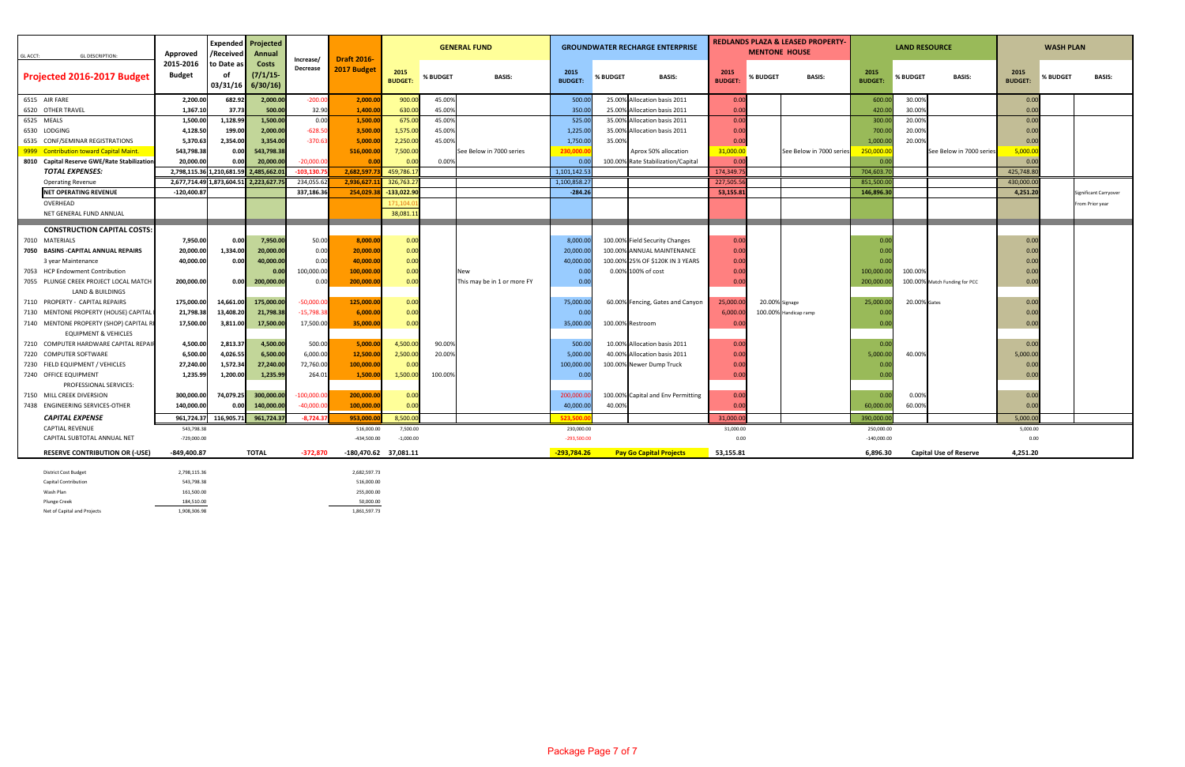| GL ACCT: | GL DESCRIPTION: | Approved 2015-2016 Budget | Expended /Received to Date as of 03/31/16 | Projected Annual Costs (7/1/15-6/30/16) | Increase/ Decrease | Draft 2016-2017 Budget | GENERAL FUND | | | GROUNDWATER RECHARGE ENTERPRISE | | | REDLANDS PLAZA & LEASED PROPERTY-MENTONE HOUSE | | | LAND RESOURCE | | | WASH PLAN | | |
|---|---|---|---|---|---|---|---|---|---|---|---|---|---|---|---|---|---|---|---|---|---|
| | Projected 2016-2017 Budget | | | | | | 2015 BUDGET: | % BUDGET | BASIS: | 2015 BUDGET: | % BUDGET | BASIS: | 2015 BUDGET: | % BUDGET | BASIS: | 2015 BUDGET: | % BUDGET | BASIS: | 2015 BUDGET: | % BUDGET | BASIS: |
| 6515 | AIR FARE | 2,200.00 | 682.92 | 2,000.00 | -200.00 | 2,000.00 | 900.00 | 45.00% | | 500.00 | 25.00% | Allocation basis 2011 | 0.00 | | | 600.00 | 30.00% | | 0.00 | | |
| 6520 | OTHER TRAVEL | 1,367.10 | 37.73 | 500.00 | 32.90 | 1,400.00 | 630.00 | 45.00% | | 350.00 | 25.00% | Allocation basis 2011 | 0.00 | | | 420.00 | 30.00% | | 0.00 | | |
| 6525 | MEALS | 1,500.00 | 1,128.99 | 1,500.00 | 0.00 | 1,500.00 | 675.00 | 45.00% | | 525.00 | 35.00% | Allocation basis 2011 | 0.00 | | | 300.00 | 20.00% | | 0.00 | | |
| 6530 | LODGING | 4,128.50 | 199.00 | 2,000.00 | -628.50 | 3,500.00 | 1,575.00 | 45.00% | | 1,225.00 | 35.00% | Allocation basis 2011 | 0.00 | | | 700.00 | 20.00% | | 0.00 | | |
| 6535 | CONF/SEMINAR REGISTRATIONS | 5,370.63 | 2,354.00 | 3,354.00 | -370.63 | 5,000.00 | 2,250.00 | 45.00% | | 1,750.00 | 35.00% | | 0.00 | | | 1,000.00 | 20.00% | | 0.00 | | |
| 9999 | Contribution toward Capital Maint. | 543,798.38 | 0.00 | 543,798.38 | | 516,000.00 | 7,500.00 | | See Below in 7000 series | 230,000.00 | | Aprox 50% allocation | 31,000.00 | | See Below in 7000 series | 250,000.00 | | See Below in 7000 series | 5,000.00 | | |
| 8010 | Capital Reserve GWE/Rate Stabilization | 20,000.00 | 0.00 | 20,000.00 | -20,000.00 | 0.00 | 0.00 | 0.00% | | 0.00 | 100.00% | Rate Stabilization/Capital | 0.00 | | | 0.00 | | | 0.00 | | |
| | **TOTAL EXPENSES:** | 2,798,115.36 | 1,210,681.59 | 2,485,662.01 | -103,130.75 | 2,682,597.73 | 459,786.17 | | | 1,101,142.53 | | | 174,349.75 | | | 704,603.70 | | | 425,748.80 | | |
| | Operating Revenue | 2,677,714.49 | 1,873,604.51 | 2,223,627.75 | 234,055.62 | 2,936,627.11 | 326,763.27 | | | 1,100,858.27 | | | 227,505.56 | | | 851,500.00 | | | 430,000.00 | | |
| | **NET OPERATING REVENUE** | -120,400.87 | | | 337,186.36 | 254,029.38 | -133,022.90 | | | -284.26 | | | 53,155.81 | | | 146,896.30 | | | 4,251.20 | | Significant Carryover |
| | OVERHEAD | | | | | | 171,104.01 | | | | | | | | | | | | | | From Prior year |
| | NET GENERAL FUND ANNUAL | | | | | | 38,081.11 | | | | | | | | | | | | | | |
| | **CONSTRUCTION CAPITAL COSTS:** | | | | | | | | | | | | | | | | | | | | |
| 7010 | MATERIALS | 7,950.00 | 0.00 | 7,950.00 | 50.00 | 8,000.00 | 0.00 | | | 8,000.00 | 100.00% | Field Security Changes | 0.00 | | | 0.00 | | | 0.00 | | |
| 7050 | BASINS -CAPITAL ANNUAL REPAIRS | 20,000.00 | 1,334.00 | 20,000.00 | 0.00 | 20,000.00 | 0.00 | | | 20,000.00 | 100.00% | ANNUAL MAINTENANCE | 0.00 | | | 0.00 | | | 0.00 | | |
| | 3 year Maintenance | 40,000.00 | 0.00 | 40,000.00 | 0.00 | 40,000.00 | 0.00 | | | 40,000.00 | 100.00% | 25% OF $120K IN 3 YEARS | 0.00 | | | 0.00 | | | 0.00 | | |
| 7053 | HCP Endowment Contribution | | | 0.00 | 100,000.00 | 100,000.00 | 0.00 | | New | 0.00 | 0.00% | 100% of cost | 0.00 | | | 100,000.00 | 100.00% | | 0.00 | | |
| 7055 | PLUNGE CREEK PROJECT LOCAL MATCH | 200,000.00 | 0.00 | 200,000.00 | 0.00 | 200,000.00 | 0.00 | | This may be in 1 or more FY | 0.00 | | | 0.00 | | | 200,000.00 | 100.00% | Match Funding for PCC | 0.00 | | |
| | LAND & BUILDINGS | | | | | | | | | | | | | | | | | | | | |
| 7110 | PROPERTY - CAPITAL REPAIRS | 175,000.00 | 14,661.00 | 175,000.00 | -50,000.00 | 125,000.00 | 0.00 | | | 75,000.00 | 60.00% | Fencing, Gates and Canyon | 25,000.00 | 20.00% | Signage | 25,000.00 | 20.00% | Gates | 0.00 | | |
| 7130 | MENTONE PROPERTY (HOUSE) CAPITAL | 21,798.38 | 13,408.20 | 21,798.38 | -15,798.38 | 6,000.00 | 0.00 | | | 0.00 | | | 6,000.00 | 100.00% | Handicap ramp | 0.00 | | | 0.00 | | |
| 7140 | MENTONE PROPERTY (SHOP) CAPITAL R | 17,500.00 | 3,811.00 | 17,500.00 | 17,500.00 | 35,000.00 | 0.00 | | | 35,000.00 | 100.00% | Restroom | 0.00 | | | 0.00 | | | 0.00 | | |
| | EQUIPMENT & VEHICLES | | | | | | | | | | | | | | | | | | | | |
| 7210 | COMPUTER HARDWARE CAPITAL REPAIR | 4,500.00 | 2,813.37 | 4,500.00 | 500.00 | 5,000.00 | 4,500.00 | 90.00% | | 500.00 | 10.00% | Allocation basis 2011 | 0.00 | | | 0.00 | | | 0.00 | | |
| 7220 | COMPUTER SOFTWARE | 6,500.00 | 4,026.55 | 6,500.00 | 6,000.00 | 12,500.00 | 2,500.00 | 20.00% | | 5,000.00 | 40.00% | Allocation basis 2011 | 0.00 | | | 5,000.00 | 40.00% | | 5,000.00 | | |
| 7230 | FIELD EQUIPMENT / VEHICLES | 27,240.00 | 1,572.34 | 27,240.00 | 72,760.00 | 100,000.00 | 0.00 | | | 100,000.00 | 100.00% | Newer Dump Truck | 0.00 | | | 0.00 | | | 0.00 | | |
| 7240 | OFFICE EQUIPMENT | 1,235.99 | 1,200.00 | 1,235.99 | 264.01 | 1,500.00 | 1,500.00 | 100.00% | | 0.00 | | | 0.00 | | | 0.00 | | | 0.00 | | |
| | PROFESSIONAL SERVICES: | | | | | | | | | | | | | | | | | | | | |
| 7150 | MILL CREEK DIVERSION | 300,000.00 | 74,079.25 | 300,000.00 | -100,000.00 | 200,000.00 | 0.00 | | | 200,000.00 | 100.00% | Capital and Env Permitting | 0.00 | | | 0.00 | 0.00% | | 0.00 | | |
| 7438 | ENGINEERING SERVICES-OTHER | 140,000.00 | 0.00 | 140,000.00 | -40,000.00 | 100,000.00 | 0.00 | | | 40,000.00 | 40.00% | | 0.00 | | | 60,000.00 | 60.00% | | 0.00 | | |
| | **CAPITAL EXPENSE** | 961,724.37 | 116,905.71 | 961,724.37 | -8,724.37 | 953,000.00 | 8,500.00 | | | 523,500.00 | | | 31,000.00 | | | 390,000.00 | | | 5,000.00 | | |
| | CAPTIAL REVENUE | 543,798.38 | | | | 516,000.00 | 7,500.00 | | | 230,000.00 | | | 31,000.00 | | | 250,000.00 | | | 5,000.00 | | |
| | CAPITAL SUBTOTAL ANNUAL NET | -729,000.00 | | | | -434,500.00 | -1,000.00 | | | -293,500.00 | | | 0.00 | | | -140,000.00 | | | 0.00 | | |
| | **RESERVE CONTRIBUTION OR (-USE)** | -849,400.87 | | **TOTAL** | -372,870 | -180,470.62 | 37,081.11 | | | -293,784.26 | | **Pay Go Capital Projects** | 53,155.81 | | | 6,896.30 | | **Capital Use of Reserve** | 4,251.20 | | |

| | | |
|---|---|---|
| District Cost Budget | 2,798,115.36 | 2,682,597.73 |
| Capital Contribution | 543,798.38 | 516,000.00 |
| Wash Plan | 161,500.00 | 255,000.00 |
| Plunge Creek | 184,510.00 | 50,000.00 |
| Net of Capital and Projects | 1,908,306.98 | 1,861,597.73 |